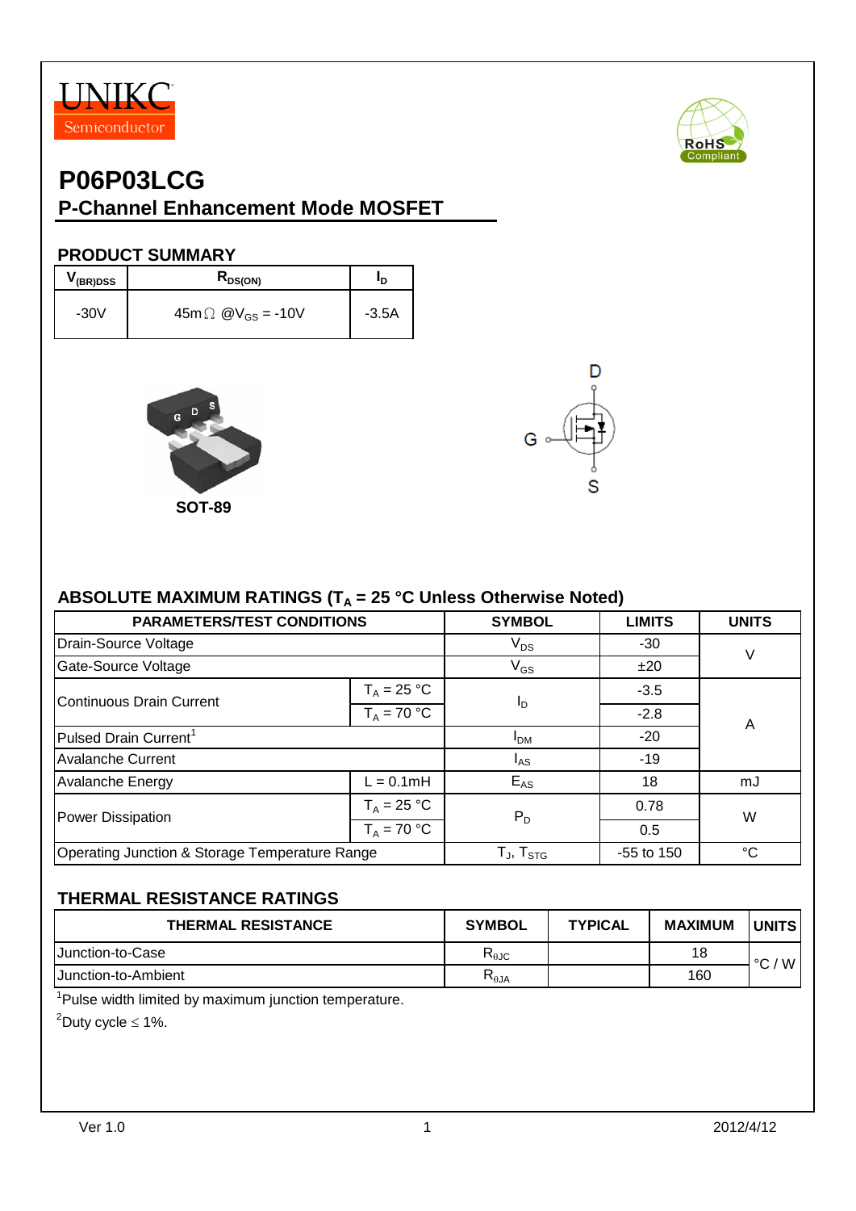UNIKC Semiconductor

# P06P03LCG

## P-Channel Enhancement Mode MOSFET

### PRODUCT SUMMARY

| $V_{(BR)DSS}$ | $R_{DS(ON)}$ | $I_D$ |
|---|---|---|
| -30V | 45mΩ @$V_{GS}$ = -10V | -3.5A |

SOT-89

D

G

S

### ABSOLUTE MAXIMUM RATINGS ($T_A$ = 25 °C Unless Otherwise Noted)

| PARAMETERS/TEST CONDITIONS | | SYMBOL | LIMITS | UNITS |
|---|---|---|---|---|
| Drain-Source Voltage | | $V_{DS}$ | -30 | V |
| Gate-Source Voltage | | $V_{GS}$ | ±20 | V |
| Continuous Drain Current | $T_A$ = 25 °C | $I_D$ | -3.5 | A |
| | $T_A$ = 70 °C | | -2.8 | A |
| Pulsed Drain Current[1] | | $I_{DM}$ | -20 | A |
| Avalanche Current | | $I_{AS}$ | -19 | A |
| Avalanche Energy | L = 0.1mH | $E_{AS}$ | 18 | mJ |
| Power Dissipation | $T_A$ = 25 °C | $P_D$ | 0.78 | W |
| | $T_A$ = 70 °C | | 0.5 | W |
| Operating Junction & Storage Temperature Range | | $T_J$, $T_{STG}$ | -55 to 150 | °C |

### THERMAL RESISTANCE RATINGS

| THERMAL RESISTANCE | SYMBOL | TYPICAL | MAXIMUM | UNITS |
|---|---|---|---|---|
| Junction-to-Case | $R_{\theta JC}$ | | 18 | °C / W |
| Junction-to-Ambient | $R_{\theta JA}$ | | 160 | °C / W |

[1]Pulse width limited by maximum junction temperature.

[2]Duty cycle ≤ 1%.

Ver 1.0 2012/4/12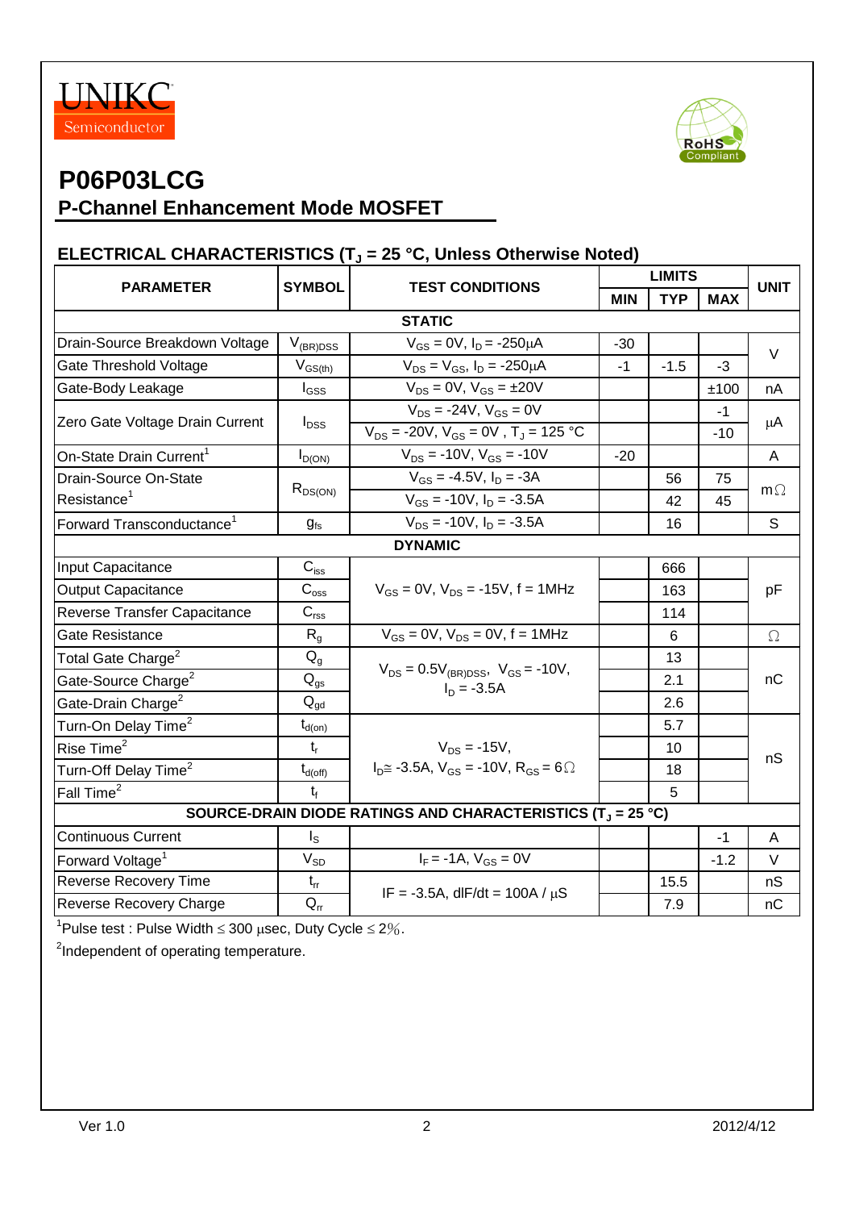UNIKC Semiconductor

# P06P03LCG

## P-Channel Enhancement Mode MOSFET

### ELECTRICAL CHARACTERISTICS ($T_J$ = 25 °C, Unless Otherwise Noted)

| PARAMETER | SYMBOL | TEST CONDITIONS | LIMITS | | | UNIT |
|---|---|---|---|---|---|---|
| | | | MIN | TYP | MAX | |
| **STATIC** | | | | | | |
| Drain-Source Breakdown Voltage | $V_{(BR)DSS}$ | $V_{GS}$ = 0V, $I_D$ = -250μA | -30 | | | V |
| Gate Threshold Voltage | $V_{GS(th)}$ | $V_{DS}$ = $V_{GS}$, $I_D$ = -250μA | -1 | -1.5 | -3 | V |
| Gate-Body Leakage | $I_{GSS}$ | $V_{DS}$ = 0V, $V_{GS}$ = ±20V | | | ±100 | nA |
| Zero Gate Voltage Drain Current | $I_{DSS}$ | $V_{DS}$ = -24V, $V_{GS}$ = 0V | | | -1 | μA |
| | | $V_{DS}$ = -20V, $V_{GS}$ = 0V , $T_J$ = 125 °C | | | -10 | μA |
| On-State Drain Current[1] | $I_{D(ON)}$ | $V_{DS}$ = -10V, $V_{GS}$ = -10V | -20 | | | A |
| Drain-Source On-State Resistance[1] | $R_{DS(ON)}$ | $V_{GS}$ = -4.5V, $I_D$ = -3A | | 56 | 75 | mΩ |
| | | $V_{GS}$ = -10V, $I_D$ = -3.5A | | 42 | 45 | mΩ |
| Forward Transconductance[1] | $g_{fs}$ | $V_{DS}$ = -10V, $I_D$ = -3.5A | | 16 | | S |
| **DYNAMIC** | | | | | | |
| Input Capacitance | $C_{iss}$ | $V_{GS}$ = 0V, $V_{DS}$ = -15V, f = 1MHz | | 666 | | pF |
| Output Capacitance | $C_{oss}$ | | | 163 | | pF |
| Reverse Transfer Capacitance | $C_{rss}$ | | | 114 | | pF |
| Gate Resistance | $R_g$ | $V_{GS}$ = 0V, $V_{DS}$ = 0V, f = 1MHz | | 6 | | Ω |
| Total Gate Charge[2] | $Q_g$ | $V_{DS}$ = 0.5$V_{(BR)DSS}$, $V_{GS}$ = -10V, $I_D$ = -3.5A | | 13 | | nC |
| Gate-Source Charge[2] | $Q_{gs}$ | | | 2.1 | | nC |
| Gate-Drain Charge[2] | $Q_{gd}$ | | | 2.6 | | nC |
| Turn-On Delay Time[2] | $t_{d(on)}$ | $V_{DS}$ = -15V, $I_D$ ≅ -3.5A, $V_{GS}$ = -10V, $R_{GS}$ = 6Ω | | 5.7 | | nS |
| Rise Time[2] | $t_r$ | | | 10 | | nS |
| Turn-Off Delay Time[2] | $t_{d(off)}$ | | | 18 | | nS |
| Fall Time[2] | $t_f$ | | | 5 | | nS |
| **SOURCE-DRAIN DIODE RATINGS AND CHARACTERISTICS ($T_J$ = 25 °C)** | | | | | | |
| Continuous Current | $I_S$ | | | | -1 | A |
| Forward Voltage[1] | $V_{SD}$ | $I_F$ = -1A, $V_{GS}$ = 0V | | | -1.2 | V |
| Reverse Recovery Time | $t_{rr}$ | IF = -3.5A, dlF/dt = 100A / μS | | 15.5 | | nS |
| Reverse Recovery Charge | $Q_{rr}$ | | | 7.9 | | nC |

[1]Pulse test : Pulse Width ≤ 300 μsec, Duty Cycle ≤ 2%.

[2]Independent of operating temperature.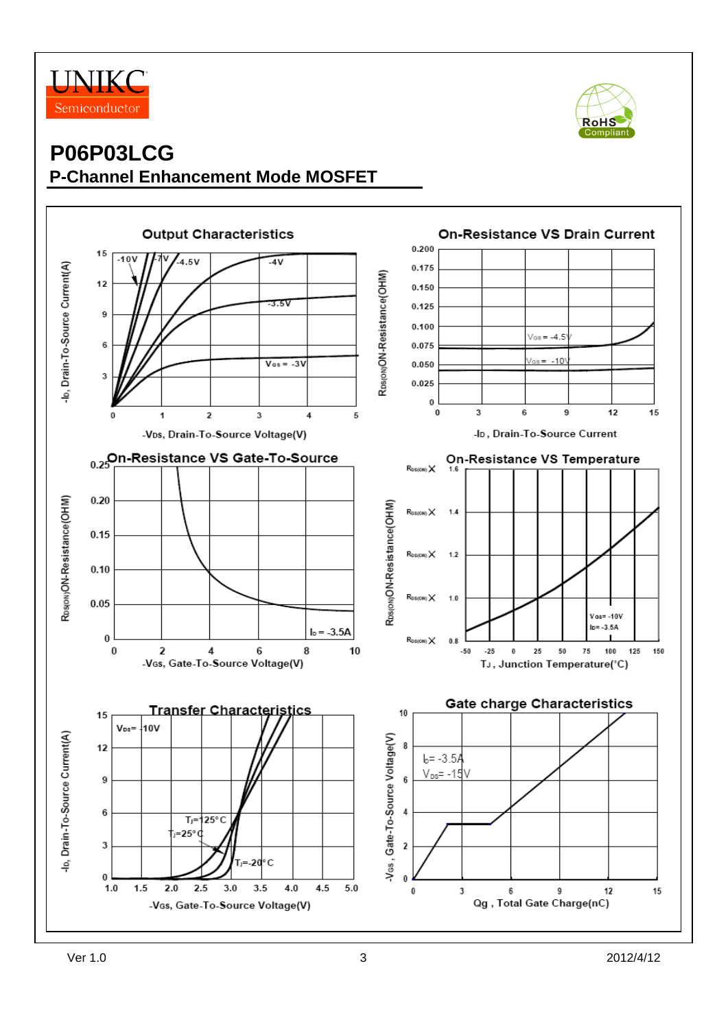# P06P03LCG

## P-Channel Enhancement Mode MOSFET

**Output Characteristics**

-10V
-7V
-4.5V
-4V
-3.5V
$V_{GS}$ = -3V

$-I_D$, Drain-To-Source Current(A)

15
12
9
6
3
0

0 1 2 3 4 5

$-V_{DS}$, Drain-To-Source Voltage(V)

**On-Resistance VS Drain Current**

$V_{GS}$ = -4.5V
$V_{GS}$ = -10V

$R_{DS(ON)}$ON-Resistance(OHM)

0.200
0.175
0.150
0.125
0.100
0.075
0.050
0.025
0

0 3 6 9 12 15

$-I_D$, Drain-To-Source Current

**On-Resistance VS Gate-To-Source**

$I_D$ = -3.5A

$R_{DS(ON)}$ON-Resistance(OHM)

0.25
0.20
0.15
0.10
0.05
0

0 2 4 6 8 10

$-V_{GS}$, Gate-To-Source Voltage(V)

**On-Resistance VS Temperature**

$V_{GS}$= -10V
$I_D$= -3.5A

$R_{DS(ON)}$ON-Resistance(OHM)

$R_{DS(ON)}$ X 1.6
$R_{DS(ON)}$ X 1.4
$R_{DS(ON)}$ X 1.2
$R_{DS(ON)}$ X 1.0
$R_{DS(ON)}$ X 0.8

-50 -25 0 25 50 75 100 125 150

$T_J$, Junction Temperature(°C)

**Transfer Characteristics**

$V_{DS}$= -10V
$T_J$=125°C
$T_J$=25°C
$T_J$=-20°C

$-I_D$, Drain-To-Source Current(A)

15
12
9
6
3
0

1.0 1.5 2.0 2.5 3.0 3.5 4.0 4.5 5.0

$-V_{GS}$, Gate-To-Source Voltage(V)

**Gate charge Characteristics**

$I_D$= -3.5A
$V_{DS}$= -15V

$-V_{GS}$, Gate-To-Source Voltage(V)

10
8
6
4
2
0

0 3 6 9 12 15

Qg , Total Gate Charge(nC)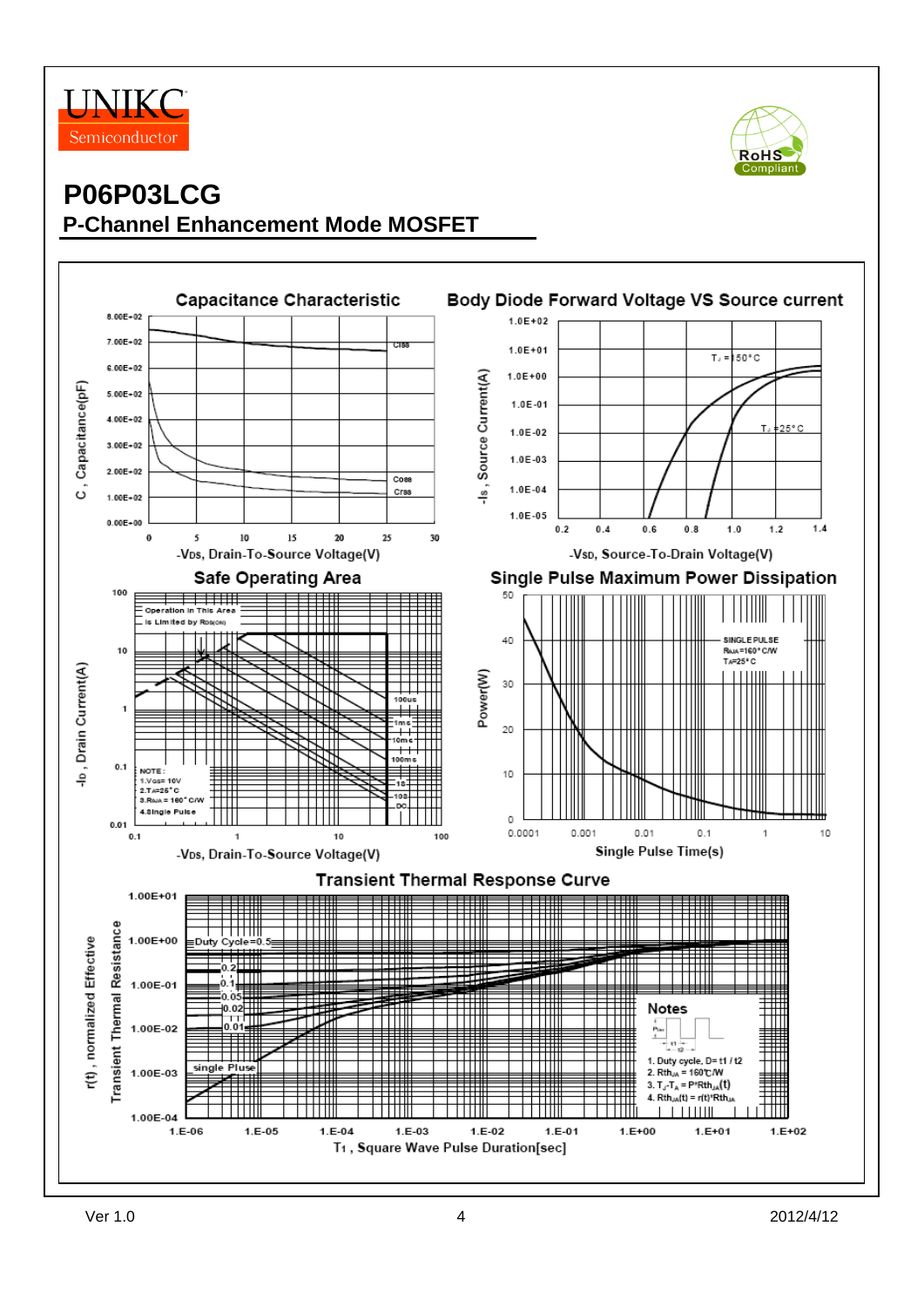UNIKC Semiconductor

RoHS Compliant

# P06P03LCG

## P-Channel Enhancement Mode MOSFET

### Capacitance Characteristic

8.00E+02
7.00E+02
6.00E+02
5.00E+02
4.00E+02
3.00E+02
2.00E+02
1.00E+02
0.00E+00

C , Capacitance(pF)

Ciss
Coss
Crss

0 5 10 15 20 25 30

-VDS, Drain-To-Source Voltage(V)

### Body Diode Forward Voltage VS Source current

1.0E+02
1.0E+01
1.0E+00
1.0E-01
1.0E-02
1.0E-03
1.0E-04
1.0E-05

-Is , Source Current(A)

$T_J$ = 150°C
$T_J$ = 25°C

0.2 0.4 0.6 0.8 1.0 1.2 1.4

-VSD, Source-To-Drain Voltage(V)

### Safe Operating Area

100
10
1
0.1
0.01

-ID , Drain Current(A)

Operation in This Area is Limited by RDS(ON)

100us
1ms
10ms
100ms
1S
10S
DC

NOTE :
1.VGS= 10V
2.TA=25°C
3.RθJA = 160°C/W
4.Single Pulse

0.1 1 10 100

-VDS, Drain-To-Source Voltage(V)

### Single Pulse Maximum Power Dissipation

50
40
30
20
10
0

Power(W)

SINGLE PULSE
RθJA=160°C/W
TA=25°C

0.0001 0.001 0.01 0.1 1 10

Single Pulse Time(s)

### Transient Thermal Response Curve

1.00E+01
1.00E+00
1.00E-01
1.00E-02
1.00E-03
1.00E-04

r(t) , normalized Effective Transient Thermal Resistance

Duty Cycle=0.5
0.2
0.1
0.05
0.02
0.01
single Pluse

Notes
PDM
t1
t2
1. Duty cycle, D= t1 / t2
2. $R_{thJA}$ = 160°C/W
3. $T_J$-$T_A$ = P*$R_{thJA}$(t)
4. $R_{thJA}$(t) = r(t)*$R_{thJA}$

1.E-06 1.E-05 1.E-04 1.E-03 1.E-02 1.E-01 1.E+00 1.E+01 1.E+02

T1 , Square Wave Pulse Duration[sec]

Ver 1.0 2012/4/12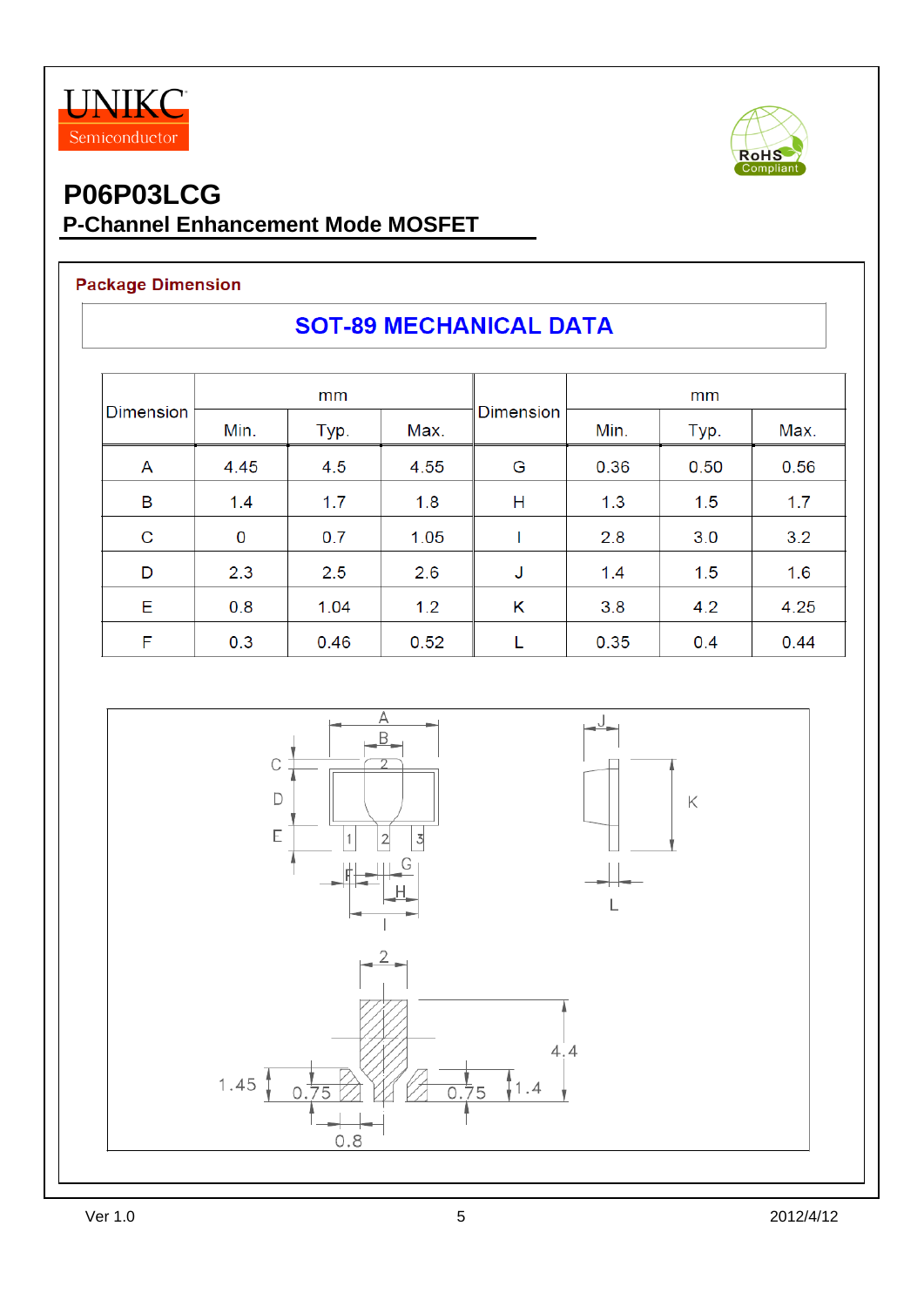# P06P03LCG

## P-Channel Enhancement Mode MOSFET

### Package Dimension

## SOT-89 MECHANICAL DATA

| Dimension | mm | | | Dimension | mm | | |
|---|---|---|---|---|---|---|---|
| | Min. | Typ. | Max. | | Min. | Typ. | Max. |
| A | 4.45 | 4.5 | 4.55 | G | 0.36 | 0.50 | 0.56 |
| B | 1.4 | 1.7 | 1.8 | H | 1.3 | 1.5 | 1.7 |
| C | 0 | 0.7 | 1.05 | I | 2.8 | 3.0 | 3.2 |
| D | 2.3 | 2.5 | 2.6 | J | 1.4 | 1.5 | 1.6 |
| E | 0.8 | 1.04 | 1.2 | K | 3.8 | 4.2 | 4.25 |
| F | 0.3 | 0.46 | 0.52 | L | 0.35 | 0.4 | 0.44 |

A
B
C
D
E
1
2
3
F
G
H
I
J
K
L

2
4.4
1.45
0.75
0.75
1.4
0.8